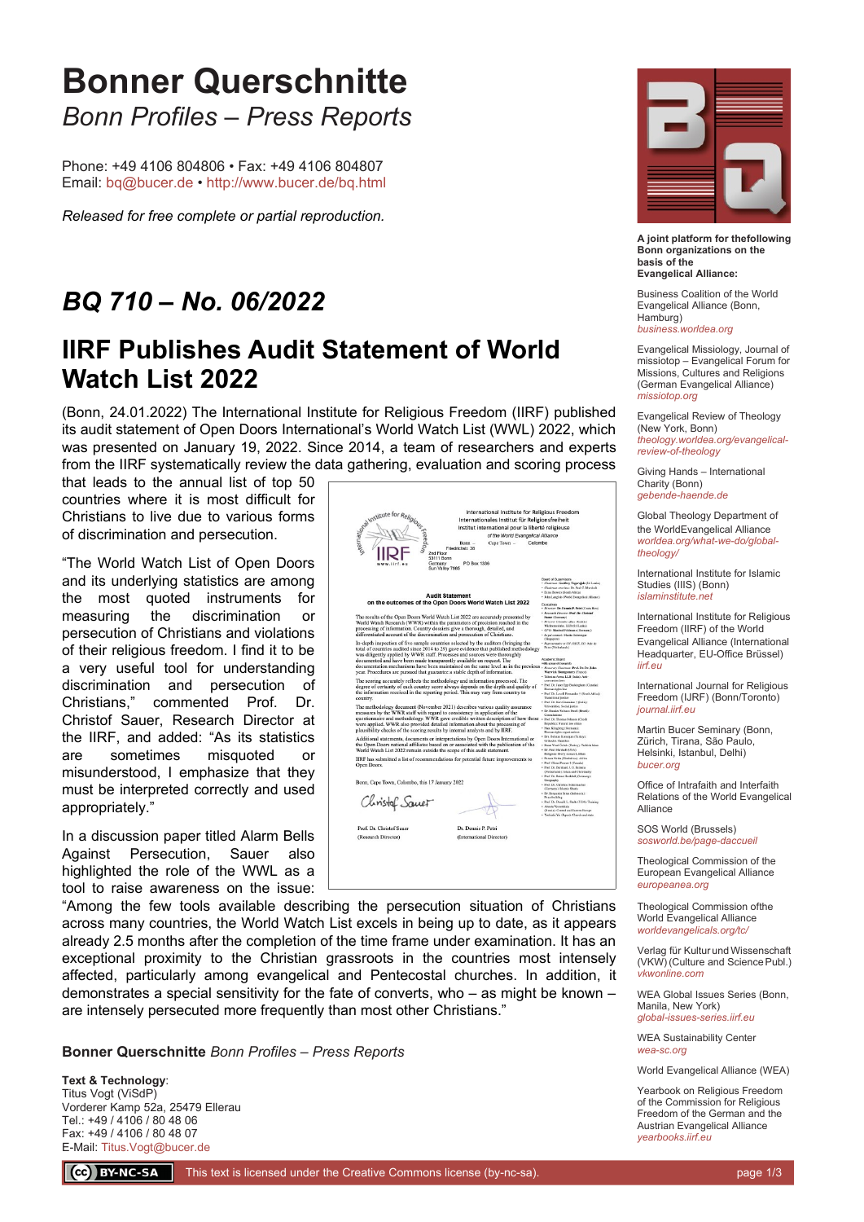# Bonner Querschnitte

*Bonn Profiles – Press Reports*

Phone: +49 4106 804806 • Fax: +49 4106 804807
Email: bq@bucer.de • http://www.bucer.de/bq.html

*Released for free complete or partial reproduction.*

## *BQ 710 – No. 06/2022*

## IIRF Publishes Audit Statement of World Watch List 2022

(Bonn, 24.01.2022) The International Institute for Religious Freedom (IIRF) published its audit statement of Open Doors International's World Watch List (WWL) 2022, which was presented on January 19, 2022. Since 2014, a team of researchers and experts from the IIRF systematically review the data gathering, evaluation and scoring process that leads to the annual list of top 50 countries where it is most difficult for Christians to live due to various forms of discrimination and persecution.

"The World Watch List of Open Doors and its underlying statistics are among the most quoted instruments for measuring the discrimination or persecution of Christians and violations of their religious freedom. I find it to be a very useful tool for understanding discrimination and persecution of Christians," commented Prof. Dr. Christof Sauer, Research Director at the IIRF, and added: "As its statistics are sometimes misquoted or misunderstood, I emphasize that they must be interpreted correctly and used appropriately."

In a discussion paper titled Alarm Bells Against Persecution, Sauer also highlighted the role of the WWL as a tool to raise awareness on the issue: "Among the few tools available describing the persecution situation of Christians across many countries, the World Watch List excels in being up to date, as it appears already 2.5 months after the completion of the time frame under examination. It has an exceptional proximity to the Christian grassroots in the countries most intensely affected, particularly among evangelical and Pentecostal churches. In addition, it demonstrates a special sensitivity for the fate of converts, who – as might be known – are intensely persecuted more frequently than most other Christians."

**Bonner Querschnitte** *Bonn Profiles – Press Reports*

**Text & Technology**:
Titus Vogt (ViSdP)
Vorderer Kamp 52a, 25479 Ellerau
Tel.: +49 / 4106 / 80 48 06
Fax: +49 / 4106 / 80 48 07
E-Mail: Titus.Vogt@bucer.de

**A joint platform for thefollowing Bonn organizations on the basis of the Evangelical Alliance:**

Business Coalition of the World Evangelical Alliance (Bonn, Hamburg)
business.worldea.org

Evangelical Missiology, Journal of missiotop – Evangelical Forum for Missions, Cultures and Religions (German Evangelical Alliance)
missiotop.org

Evangelical Review of Theology (New York, Bonn)
theology.worldea.org/evangelical-review-of-theology

Giving Hands – International Charity (Bonn)
gebende-haende.de

Global Theology Department of the WorldEvangelical Alliance
worldea.org/what-we-do/global-theology/

International Institute for Islamic Studies (IIIS) (Bonn)
islaminstitute.net

International Institute for Religious Freedom (IIRF) of the World Evangelical Alliance (International Headquarter, EU-Office Brüssel)
iirf.eu

International Journal for Religious Freedom (IJRF) (Bonn/Toronto)
journal.iirf.eu

Martin Bucer Seminary (Bonn, Zürich, Tirana, São Paulo, Helsinki, Istanbul, Delhi)
bucer.org

Office of Intrafaith and Interfaith Relations of the World Evangelical Alliance

SOS World (Brussels)
sosworld.be/page-daccueil

Theological Commission of the European Evangelical Alliance
europeanea.org

Theological Commission ofthe World Evangelical Alliance
worldevangelicals.org/tc/

Verlag für Kultur und Wissenschaft (VKW) (Culture and Science Publ.)
vkwonline.com

WEA Global Issues Series (Bonn, Manila, New York)
global-issues-series.iirf.eu

WEA Sustainability Center
wea-sc.org

World Evangelical Alliance (WEA)

Yearbook on Religious Freedom of the Commission for Religious Freedom of the German and the Austrian Evangelical Alliance
yearbooks.iirf.eu

BY-NC-SA This text is licensed under the Creative Commons license (by-nc-sa).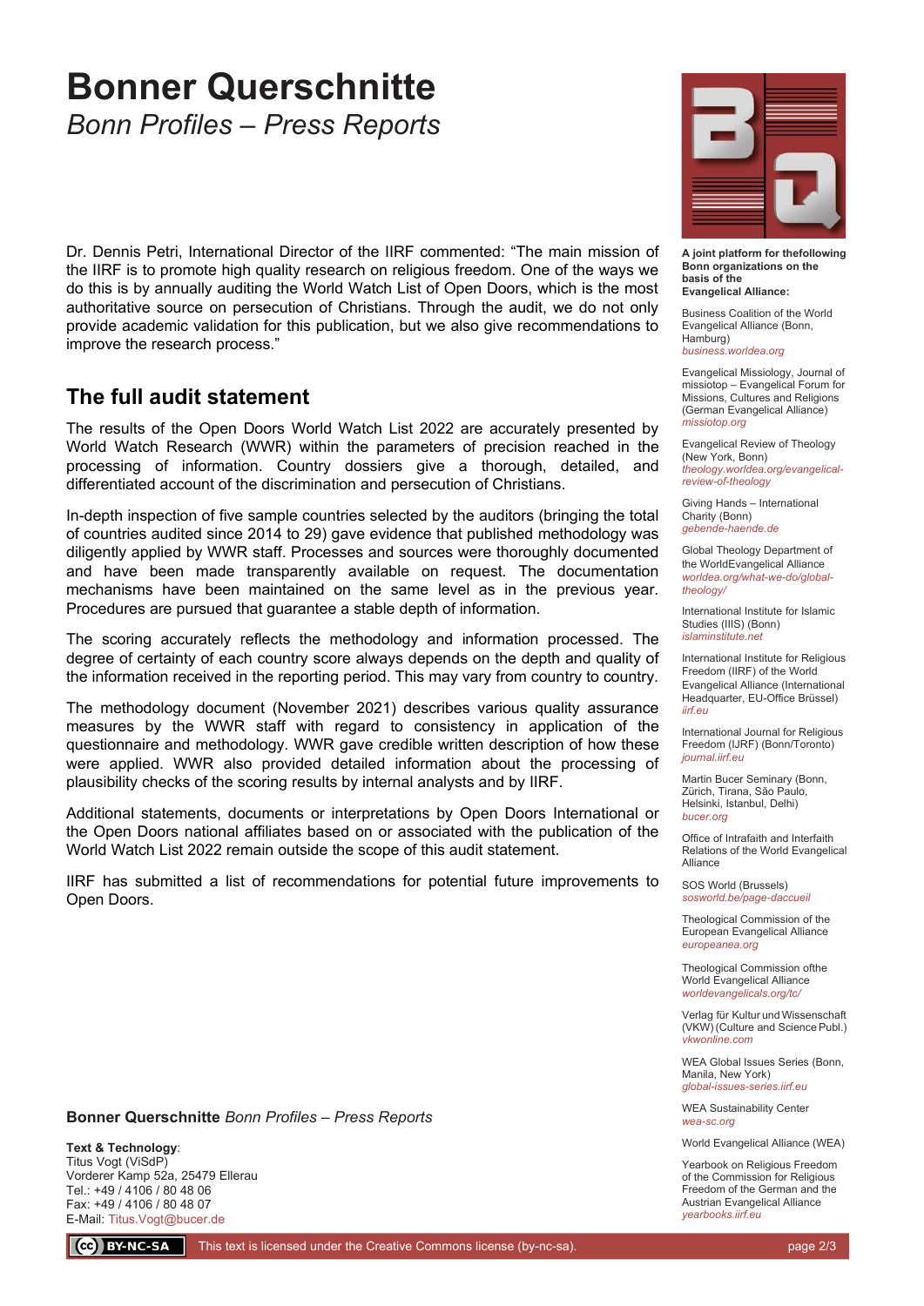# Bonner Querschnitte

*Bonn Profiles – Press Reports*

Dr. Dennis Petri, International Director of the IIRF commented: "The main mission of the IIRF is to promote high quality research on religious freedom. One of the ways we do this is by annually auditing the World Watch List of Open Doors, which is the most authoritative source on persecution of Christians. Through the audit, we do not only provide academic validation for this publication, but we also give recommendations to improve the research process."

## The full audit statement

The results of the Open Doors World Watch List 2022 are accurately presented by World Watch Research (WWR) within the parameters of precision reached in the processing of information. Country dossiers give a thorough, detailed, and differentiated account of the discrimination and persecution of Christians.

In-depth inspection of five sample countries selected by the auditors (bringing the total of countries audited since 2014 to 29) gave evidence that published methodology was diligently applied by WWR staff. Processes and sources were thoroughly documented and have been made transparently available on request. The documentation mechanisms have been maintained on the same level as in the previous year. Procedures are pursued that guarantee a stable depth of information.

The scoring accurately reflects the methodology and information processed. The degree of certainty of each country score always depends on the depth and quality of the information received in the reporting period. This may vary from country to country.

The methodology document (November 2021) describes various quality assurance measures by the WWR staff with regard to consistency in application of the questionnaire and methodology. WWR gave credible written description of how these were applied. WWR also provided detailed information about the processing of plausibility checks of the scoring results by internal analysts and by IIRF.

Additional statements, documents or interpretations by Open Doors International or the Open Doors national affiliates based on or associated with the publication of the World Watch List 2022 remain outside the scope of this audit statement.

IIRF has submitted a list of recommendations for potential future improvements to Open Doors.

**Bonner Querschnitte** *Bonn Profiles – Press Reports*

**Text & Technology**:
Titus Vogt (ViSdP)
Vorderer Kamp 52a, 25479 Ellerau
Tel.: +49 / 4106 / 80 48 06
Fax: +49 / 4106 / 80 48 07
E-Mail: Titus.Vogt@bucer.de

**A joint platform for thefollowing Bonn organizations on the basis of the Evangelical Alliance:**

Business Coalition of the World Evangelical Alliance (Bonn, Hamburg)
*business.worldea.org*

Evangelical Missiology, Journal of missiotop – Evangelical Forum for Missions, Cultures and Religions (German Evangelical Alliance)
*missiotop.org*

Evangelical Review of Theology (New York, Bonn)
*theology.worldea.org/evangelical-review-of-theology*

Giving Hands – International Charity (Bonn)
*gebende-haende.de*

Global Theology Department of the WorldEvangelical Alliance
*worldea.org/what-we-do/global-theology/*

International Institute for Islamic Studies (IIIS) (Bonn)
*islaminstitute.net*

International Institute for Religious Freedom (IIRF) of the World Evangelical Alliance (International Headquarter, EU-Office Brüssel)
*iirf.eu*

International Journal for Religious Freedom (IJRF) (Bonn/Toronto)
*journal.iirf.eu*

Martin Bucer Seminary (Bonn, Zürich, Tirana, São Paulo, Helsinki, Istanbul, Delhi)
*bucer.org*

Office of Intrafaith and Interfaith Relations of the World Evangelical Alliance

SOS World (Brussels)
*sosworld.be/page-daccueil*

Theological Commission of the European Evangelical Alliance
*europeanea.org*

Theological Commission ofthe World Evangelical Alliance
*worldevangelicals.org/tc/*

Verlag für Kultur und Wissenschaft (VKW) (Culture and Science Publ.)
*vkwonline.com*

WEA Global Issues Series (Bonn, Manila, New York)
*global-issues-series.iirf.eu*

WEA Sustainability Center
*wea-sc.org*

World Evangelical Alliance (WEA)

Yearbook on Religious Freedom of the Commission for Religious Freedom of the German and the Austrian Evangelical Alliance
*yearbooks.iirf.eu*

BY-NC-SA This text is licensed under the Creative Commons license (by-nc-sa).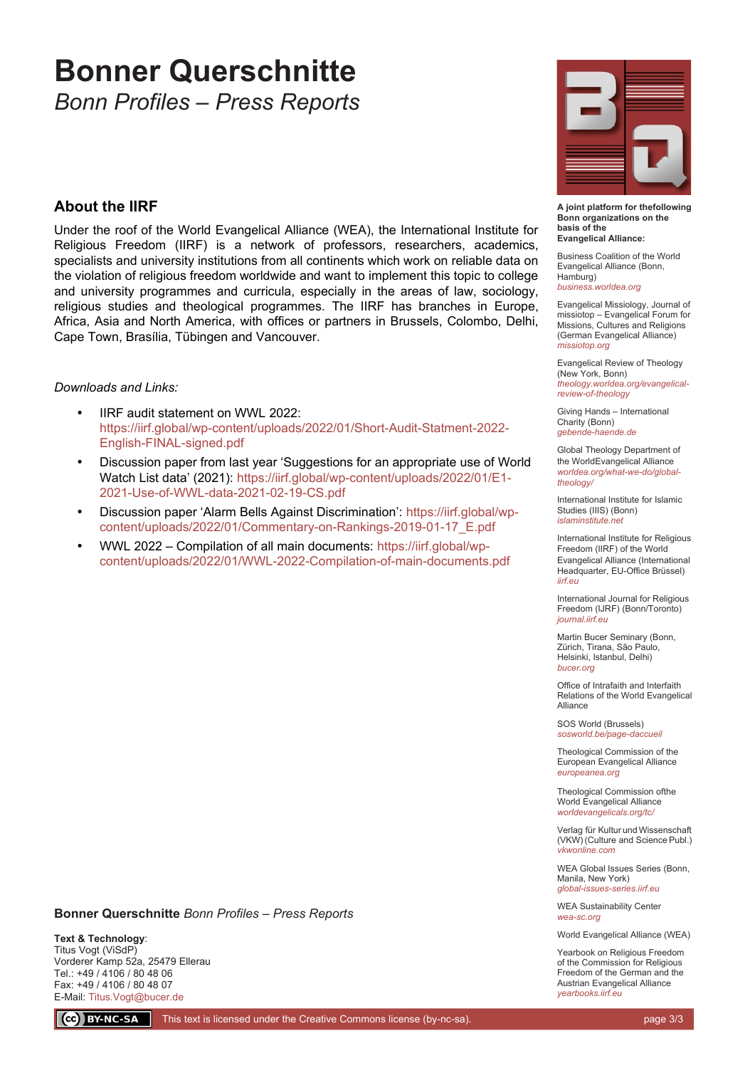# Bonner Querschnitte

*Bonn Profiles – Press Reports*

## About the IIRF

Under the roof of the World Evangelical Alliance (WEA), the International Institute for Religious Freedom (IIRF) is a network of professors, researchers, academics, specialists and university institutions from all continents which work on reliable data on the violation of religious freedom worldwide and want to implement this topic to college and university programmes and curricula, especially in the areas of law, sociology, religious studies and theological programmes. The IIRF has branches in Europe, Africa, Asia and North America, with offices or partners in Brussels, Colombo, Delhi, Cape Town, Brasília, Tübingen and Vancouver.

*Downloads and Links:*

- IIRF audit statement on WWL 2022: https://iirf.global/wp-content/uploads/2022/01/Short-Audit-Statment-2022-English-FINAL-signed.pdf
- Discussion paper from last year 'Suggestions for an appropriate use of World Watch List data' (2021): https://iirf.global/wp-content/uploads/2022/01/E1-2021-Use-of-WWL-data-2021-02-19-CS.pdf
- Discussion paper 'Alarm Bells Against Discrimination': https://iirf.global/wp-content/uploads/2022/01/Commentary-on-Rankings-2019-01-17_E.pdf
- WWL 2022 – Compilation of all main documents: https://iirf.global/wp-content/uploads/2022/01/WWL-2022-Compilation-of-main-documents.pdf

**A joint platform for thefollowing Bonn organizations on the basis of the Evangelical Alliance:**

Business Coalition of the World Evangelical Alliance (Bonn, Hamburg)
*business.worldea.org*

Evangelical Missiology, Journal of missiotop – Evangelical Forum for Missions, Cultures and Religions (German Evangelical Alliance)
*missiotop.org*

Evangelical Review of Theology (New York, Bonn)
*theology.worldea.org/evangelical-review-of-theology*

Giving Hands – International Charity (Bonn)
*gebende-haende.de*

Global Theology Department of the WorldEvangelical Alliance
*worldea.org/what-we-do/global-theology/*

International Institute for Islamic Studies (IIIS) (Bonn)
*islaminstitute.net*

International Institute for Religious Freedom (IIRF) of the World Evangelical Alliance (International Headquarter, EU-Office Brüssel)
*iirf.eu*

International Journal for Religious Freedom (IJRF) (Bonn/Toronto)
*journal.iirf.eu*

Martin Bucer Seminary (Bonn, Zürich, Tirana, São Paulo, Helsinki, Istanbul, Delhi)
*bucer.org*

Office of Intrafaith and Interfaith Relations of the World Evangelical Alliance

SOS World (Brussels)
*sosworld.be/page-daccueil*

Theological Commission of the European Evangelical Alliance
*europeanea.org*

Theological Commission ofthe World Evangelical Alliance
*worldevangelicals.org/tc/*

Verlag für Kultur und Wissenschaft (VKW) (Culture and Science Publ.)
*vkwonline.com*

WEA Global Issues Series (Bonn, Manila, New York)
*global-issues-series.iirf.eu*

WEA Sustainability Center
*wea-sc.org*

World Evangelical Alliance (WEA)

Yearbook on Religious Freedom of the Commission for Religious Freedom of the German and the Austrian Evangelical Alliance
*yearbooks.iirf.eu*

**Bonner Querschnitte** *Bonn Profiles – Press Reports*

**Text & Technology**:
Titus Vogt (ViSdP)
Vorderer Kamp 52a, 25479 Ellerau
Tel.: +49 / 4106 / 80 48 06
Fax: +49 / 4106 / 80 48 07
E-Mail: Titus.Vogt@bucer.de

BY-NC-SA This text is licensed under the Creative Commons license (by-nc-sa).